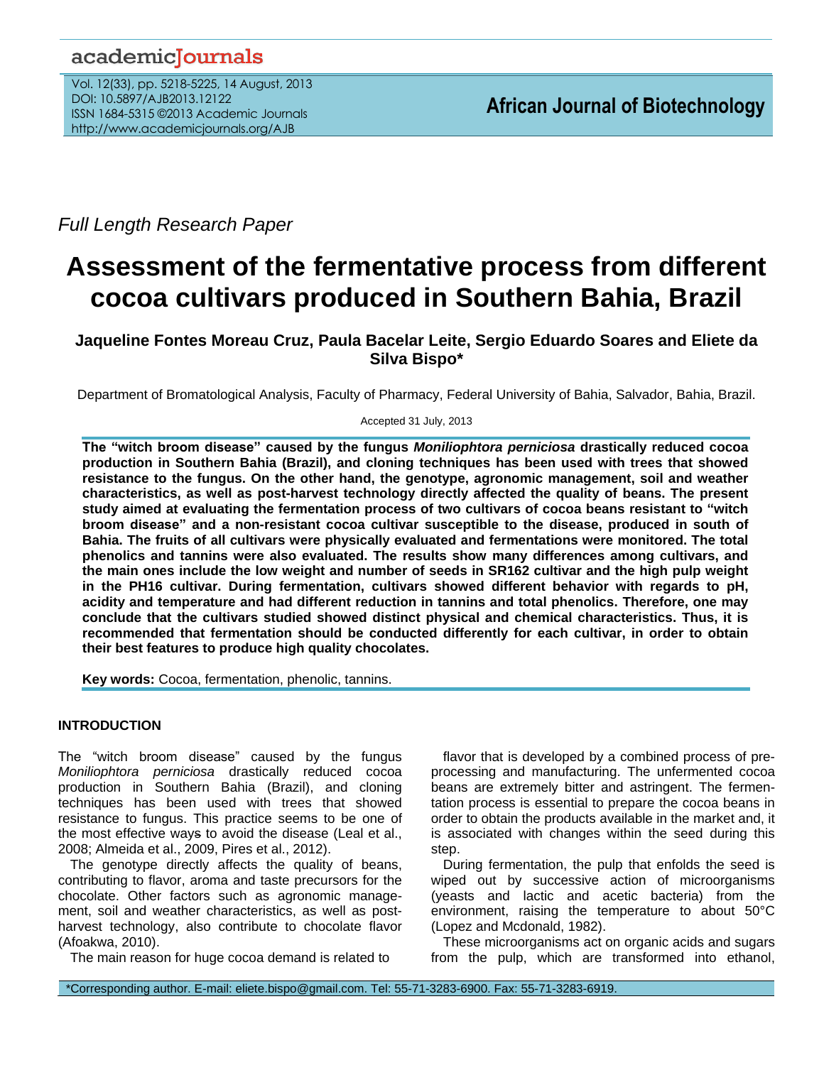Full Length Research Paper

# Assessment of the fermentative process from different cocoa cultivars produced in Southern Bahia, Brazil

**Jaqueline Fontes Moreau Cruz, Paula Bacelar Leite, Sergio Eduardo Soares and Eliete da Silva Bispo***

Department of Bromatological Analysis, Faculty of Pharmacy, Federal University of Bahia, Salvador, Bahia, Brazil.

Accepted 31 July, 2013

**The "witch broom disease" caused by the fungus *Moniliophtora perniciosa* drastically reduced cocoa production in Southern Bahia (Brazil), and cloning techniques has been used with trees that showed resistance to the fungus. On the other hand, the genotype, agronomic management, soil and weather characteristics, as well as post-harvest technology directly affected the quality of beans. The present study aimed at evaluating the fermentation process of two cultivars of cocoa beans resistant to "witch broom disease" and a non-resistant cocoa cultivar susceptible to the disease, produced in south of Bahia. The fruits of all cultivars were physically evaluated and fermentations were monitored. The total phenolics and tannins were also evaluated. The results show many differences among cultivars, and the main ones include the low weight and number of seeds in SR162 cultivar and the high pulp weight in the PH16 cultivar. During fermentation, cultivars showed different behavior with regards to pH, acidity and temperature and had different reduction in tannins and total phenolics. Therefore, one may conclude that the cultivars studied showed distinct physical and chemical characteristics. Thus, it is recommended that fermentation should be conducted differently for each cultivar, in order to obtain their best features to produce high quality chocolates.**

**Key words:** Cocoa, fermentation, phenolic, tannins.

## INTRODUCTION

The "witch broom disease" caused by the fungus *Moniliophtora perniciosa* drastically reduced cocoa production in Southern Bahia (Brazil), and cloning techniques has been used with trees that showed resistance to fungus. This practice seems to be one of the most effective ways to avoid the disease (Leal et al., 2008; Almeida et al., 2009, Pires et al., 2012).

The genotype directly affects the quality of beans, contributing to flavor, aroma and taste precursors for the chocolate. Other factors such as agronomic management, soil and weather characteristics, as well as post-harvest technology, also contribute to chocolate flavor (Afoakwa, 2010).

The main reason for huge cocoa demand is related to flavor that is developed by a combined process of pre-processing and manufacturing. The unfermented cocoa beans are extremely bitter and astringent. The fermentation process is essential to prepare the cocoa beans in order to obtain the products available in the market and, it is associated with changes within the seed during this step.

During fermentation, the pulp that enfolds the seed is wiped out by successive action of microorganisms (yeasts and lactic and acetic bacteria) from the environment, raising the temperature to about 50°C (Lopez and Mcdonald, 1982).

These microorganisms act on organic acids and sugars from the pulp, which are transformed into ethanol,

*Corresponding author. E-mail: eliete.bispo@gmail.com. Tel: 55-71-3283-6900. Fax: 55-71-3283-6919.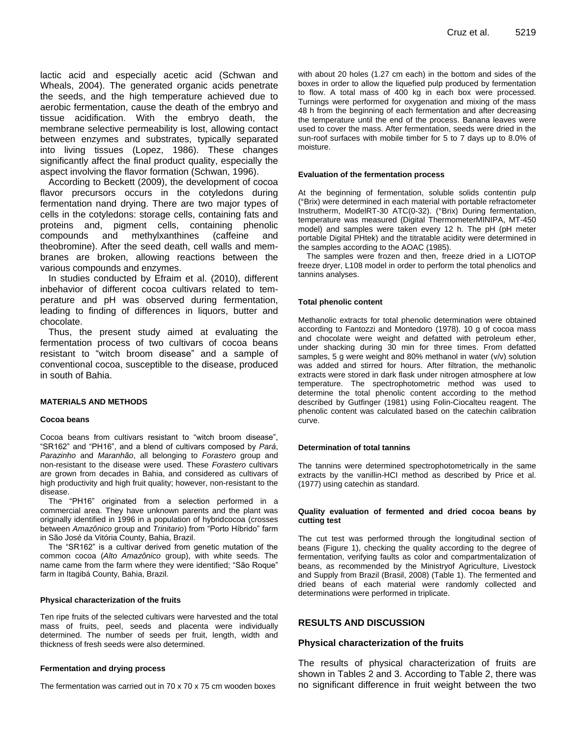lactic acid and especially acetic acid (Schwan and Wheals, 2004). The generated organic acids penetrate the seeds, and the high temperature achieved due to aerobic fermentation, cause the death of the embryo and tissue acidification. With the embryo death, the membrane selective permeability is lost, allowing contact between enzymes and substrates, typically separated into living tissues (Lopez, 1986). These changes significantly affect the final product quality, especially the aspect involving the flavor formation (Schwan, 1996).

According to Beckett (2009), the development of cocoa flavor precursors occurs in the cotyledons during fermentation nand drying. There are two major types of cells in the cotyledons: storage cells, containing fats and proteins and, pigment cells, containing phenolic compounds and methylxanthines (caffeine and theobromine). After the seed death, cell walls and membranes are broken, allowing reactions between the various compounds and enzymes.

In studies conducted by Efraim et al. (2010), different inbehavior of different cocoa cultivars related to temperature and pH was observed during fermentation, leading to finding of differences in liquors, butter and chocolate.

Thus, the present study aimed at evaluating the fermentation process of two cultivars of cocoa beans resistant to "witch broom disease" and a sample of conventional cocoa, susceptible to the disease, produced in south of Bahia.

## MATERIALS AND METHODS

### Cocoa beans

Cocoa beans from cultivars resistant to "witch broom disease", "SR162" and "PH16", and a blend of cultivars composed by *Pará*, *Parazinho* and *Maranhão*, all belonging to *Forastero* group and non-resistant to the disease were used. These *Forastero* cultivars are grown from decades in Bahia, and considered as cultivars of high productivity and high fruit quality; however, non-resistant to the disease.

The "PH16" originated from a selection performed in a commercial area. They have unknown parents and the plant was originally identified in 1996 in a population of hybridcocoa (crosses between *Amazônico* group and *Trinitario*) from "Porto Híbrido" farm in São José da Vitória County, Bahia, Brazil.

The "SR162" is a cultivar derived from genetic mutation of the common cocoa (*Alto Amazônico* group), with white seeds. The name came from the farm where they were identified; "São Roque" farm in Itagibá County, Bahia, Brazil.

### Physical characterization of the fruits

Ten ripe fruits of the selected cultivars were harvested and the total mass of fruits, peel, seeds and placenta were individually determined. The number of seeds per fruit, length, width and thickness of fresh seeds were also determined.

### Fermentation and drying process

The fermentation was carried out in 70 x 70 x 75 cm wooden boxes with about 20 holes (1.27 cm each) in the bottom and sides of the boxes in order to allow the liquefied pulp produced by fermentation to flow. A total mass of 400 kg in each box were processed. Turnings were performed for oxygenation and mixing of the mass 48 h from the beginning of each fermentation and after decreasing the temperature until the end of the process. Banana leaves were used to cover the mass. After fermentation, seeds were dried in the sun-roof surfaces with mobile timber for 5 to 7 days up to 8.0% of moisture.

### Evaluation of the fermentation process

At the beginning of fermentation, soluble solids contentin pulp (°Brix) were determined in each material with portable refractometer Instrutherm, ModelRT-30 ATC(0-32). (°Brix) During fermentation, temperature was measured (Digital ThermometerMINIPA, MT-450 model) and samples were taken every 12 h. The pH (pH meter portable Digital PHtek) and the titratable acidity were determined in the samples according to the AOAC (1985).

The samples were frozen and then, freeze dried in a LIOTOP freeze dryer, L108 model in order to perform the total phenolics and tannins analyses.

### Total phenolic content

Methanolic extracts for total phenolic determination were obtained according to Fantozzi and Montedoro (1978). 10 g of cocoa mass and chocolate were weight and defatted with petroleum ether, under shacking during 30 min for three times. From defatted samples, 5 g were weight and 80% methanol in water (v/v) solution was added and stirred for hours. After filtration, the methanolic extracts were stored in dark flask under nitrogen atmosphere at low temperature. The spectrophotometric method was used to determine the total phenolic content according to the method described by Gutfinger (1981) using Folin-Ciocalteu reagent. The phenolic content was calculated based on the catechin calibration curve.

### Determination of total tannins

The tannins were determined spectrophotometrically in the same extracts by the vanillin-HCl method as described by Price et al. (1977) using catechin as standard.

### Quality evaluation of fermented and dried cocoa beans by cutting test

The cut test was performed through the longitudinal section of beans (Figure 1), checking the quality according to the degree of fermentation, verifying faults as color and compartmentalization of beans, as recommended by the Ministryof Agriculture, Livestock and Supply from Brazil (Brasil, 2008) (Table 1). The fermented and dried beans of each material were randomly collected and determinations were performed in triplicate.

## RESULTS AND DISCUSSION

### Physical characterization of the fruits

The results of physical characterization of fruits are shown in Tables 2 and 3. According to Table 2, there was no significant difference in fruit weight between the two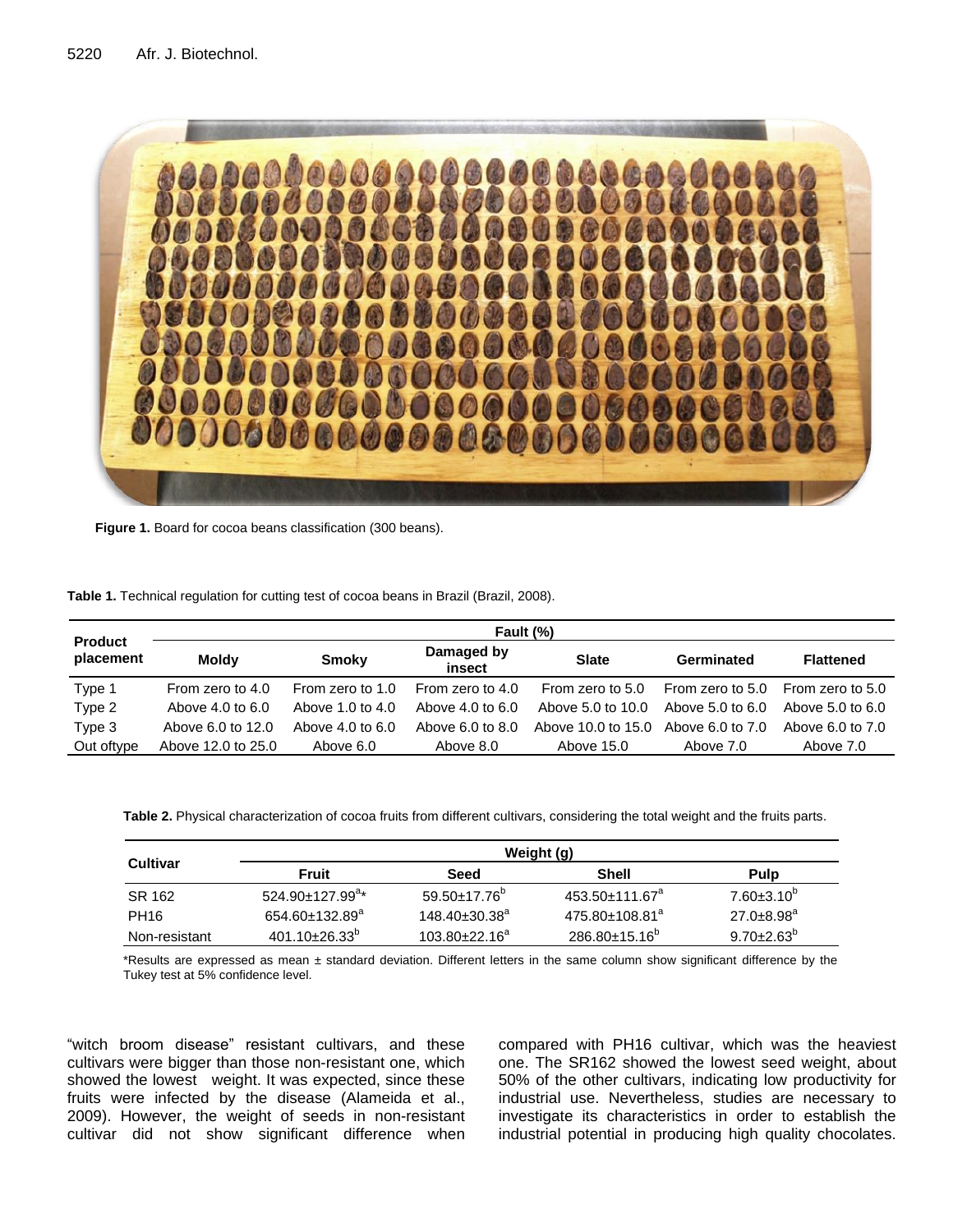Figure 1. Board for cocoa beans classification (300 beans).

**Table 1.** Technical regulation for cutting test of cocoa beans in Brazil (Brazil, 2008).

| Product placement | Fault (%) | | | | | |
|---|---|---|---|---|---|---|
| | Moldy | Smoky | Damaged by insect | Slate | Germinated | Flattened |
| Type 1 | From zero to 4.0 | From zero to 1.0 | From zero to 4.0 | From zero to 5.0 | From zero to 5.0 | From zero to 5.0 |
| Type 2 | Above 4.0 to 6.0 | Above 1.0 to 4.0 | Above 4.0 to 6.0 | Above 5.0 to 10.0 | Above 5.0 to 6.0 | Above 5.0 to 6.0 |
| Type 3 | Above 6.0 to 12.0 | Above 4.0 to 6.0 | Above 6.0 to 8.0 | Above 10.0 to 15.0 | Above 6.0 to 7.0 | Above 6.0 to 7.0 |
| Out oftype | Above 12.0 to 25.0 | Above 6.0 | Above 8.0 | Above 15.0 | Above 7.0 | Above 7.0 |

**Table 2.** Physical characterization of cocoa fruits from different cultivars, considering the total weight and the fruits parts.

| Cultivar | Weight (g) | | | |
|---|---|---|---|---|
| | Fruit | Seed | Shell | Pulp |
| SR 162 | 524.90±127.99$^{a}$* | 59.50±17.76$^{b}$ | 453.50±111.67$^{a}$ | 7.60±3.10$^{b}$ |
| PH16 | 654.60±132.89$^{a}$ | 148.40±30.38$^{a}$ | 475.80±108.81$^{a}$ | 27.0±8.98$^{a}$ |
| Non-resistant | 401.10±26.33$^{b}$ | 103.80±22.16$^{a}$ | 286.80±15.16$^{b}$ | 9.70±2.63$^{b}$ |

*Results are expressed as mean ± standard deviation. Different letters in the same column show significant difference by the Tukey test at 5% confidence level.

"witch broom disease" resistant cultivars, and these cultivars were bigger than those non-resistant one, which showed the lowest weight. It was expected, since these fruits were infected by the disease (Alameida et al., 2009). However, the weight of seeds in non-resistant cultivar did not show significant difference when compared with PH16 cultivar, which was the heaviest one. The SR162 showed the lowest seed weight, about 50% of the other cultivars, indicating low productivity for industrial use. Nevertheless, studies are necessary to investigate its characteristics in order to establish the industrial potential in producing high quality chocolates.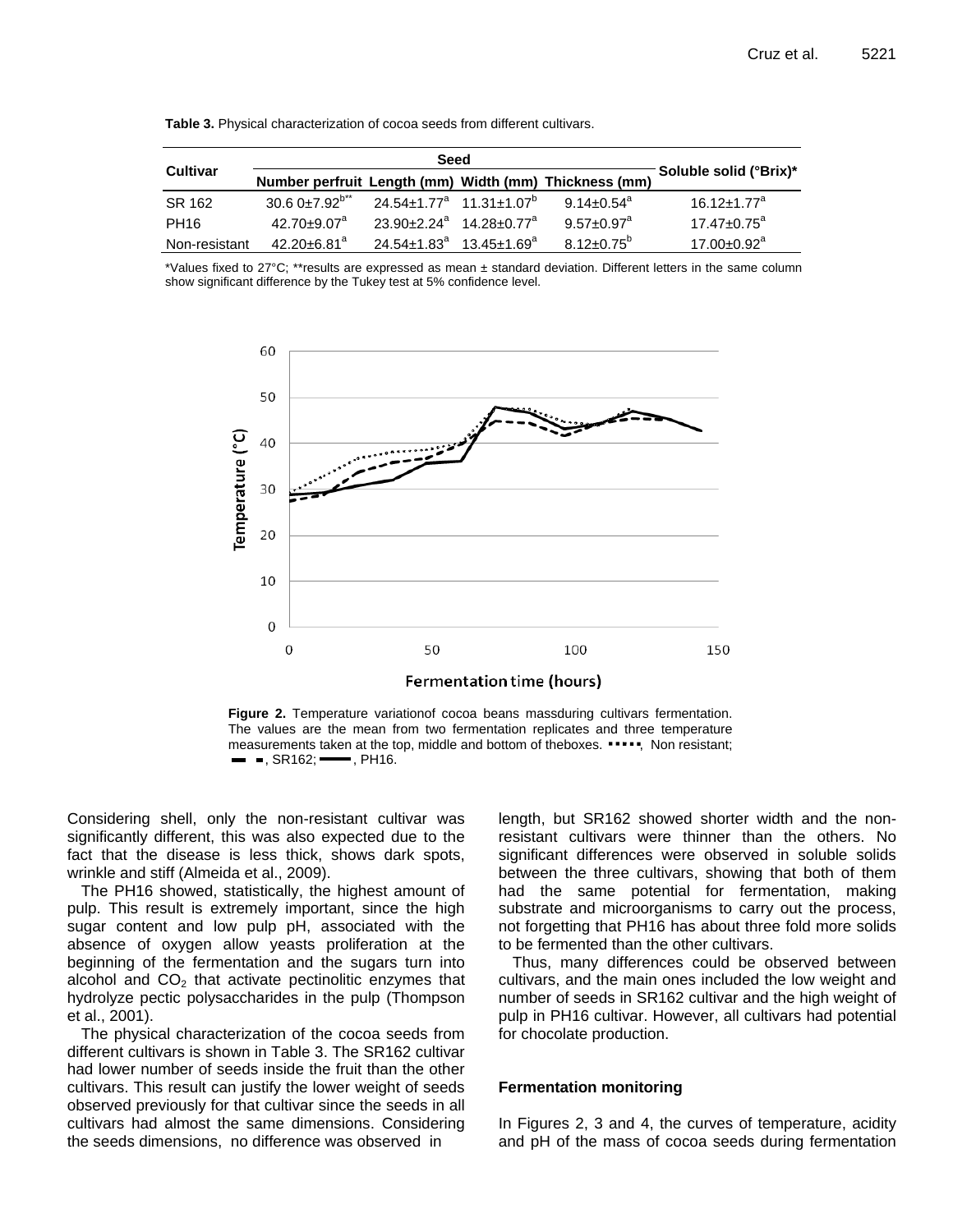**Table 3.** Physical characterization of cocoa seeds from different cultivars.

| Cultivar | Seed | | | | Soluble solid (°Brix)* |
|---|---|---|---|---|---|
| | Number perfruit | Length (mm) | Width (mm) | Thickness (mm) | |
| SR 162 | 30.6 0±7.92[b**] | 24.54±1.77[a] | 11.31±1.07[b] | 9.14±0.54[a] | 16.12±1.77[a] |
| PH16 | 42.70±9.07[a] | 23.90±2.24[a] | 14.28±0.77[a] | 9.57±0.97[a] | 17.47±0.75[a] |
| Non-resistant | 42.20±6.81[a] | 24.54±1.83[a] | 13.45±1.69[a] | 8.12±0.75[b] | 17.00±0.92[a] |

*Values fixed to 27°C; **results are expressed as mean ± standard deviation. Different letters in the same column show significant difference by the Tukey test at 5% confidence level.

**Figure 2.** Temperature variationof cocoa beans massduring cultivars fermentation. The values are the mean from two fermentation replicates and three temperature measurements taken at the top, middle and bottom of theboxes. ▪▪▪▪▪, Non resistant; ▬ ▪, SR162; ▬▬, PH16.

Considering shell, only the non-resistant cultivar was significantly different, this was also expected due to the fact that the disease is less thick, shows dark spots, wrinkle and stiff (Almeida et al., 2009).

The PH16 showed, statistically, the highest amount of pulp. This result is extremely important, since the high sugar content and low pulp pH, associated with the absence of oxygen allow yeasts proliferation at the beginning of the fermentation and the sugars turn into alcohol and $CO_2$ that activate pectinolitic enzymes that hydrolyze pectic polysaccharides in the pulp (Thompson et al., 2001).

The physical characterization of the cocoa seeds from different cultivars is shown in Table 3. The SR162 cultivar had lower number of seeds inside the fruit than the other cultivars. This result can justify the lower weight of seeds observed previously for that cultivar since the seeds in all cultivars had almost the same dimensions. Considering the seeds dimensions, no difference was observed in length, but SR162 showed shorter width and the non-resistant cultivars were thinner than the others. No significant differences were observed in soluble solids between the three cultivars, showing that both of them had the same potential for fermentation, making substrate and microorganisms to carry out the process, not forgetting that PH16 has about three fold more solids to be fermented than the other cultivars.

Thus, many differences could be observed between cultivars, and the main ones included the low weight and number of seeds in SR162 cultivar and the high weight of pulp in PH16 cultivar. However, all cultivars had potential for chocolate production.

### Fermentation monitoring

In Figures 2, 3 and 4, the curves of temperature, acidity and pH of the mass of cocoa seeds during fermentation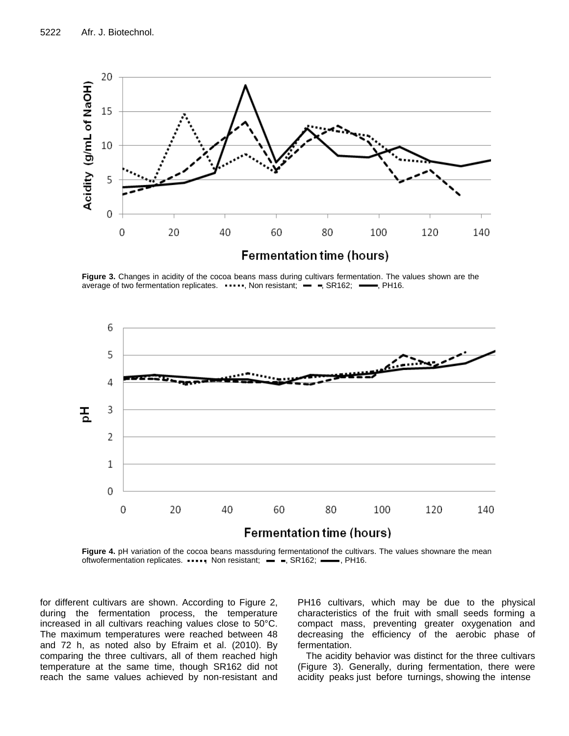Figure 3. Changes in acidity of the cocoa beans mass during cultivars fermentation. The values shown are the average of two fermentation replicates. ⋯⋯, Non resistant; – –, SR162; ——, PH16.

Figure 4. pH variation of the cocoa beans massduring fermentationof the cultivars. The values shownare the mean oftwofermentation replicates. ⋯⋯, Non resistant; – –, SR162; ——, PH16.

for different cultivars are shown. According to Figure 2, during the fermentation process, the temperature increased in all cultivars reaching values close to 50°C. The maximum temperatures were reached between 48 and 72 h, as noted also by Efraim et al. (2010). By comparing the three cultivars, all of them reached high temperature at the same time, though SR162 did not reach the same values achieved by non-resistant and PH16 cultivars, which may be due to the physical characteristics of the fruit with small seeds forming a compact mass, preventing greater oxygenation and decreasing the efficiency of the aerobic phase of fermentation.

The acidity behavior was distinct for the three cultivars (Figure 3). Generally, during fermentation, there were acidity peaks just before turnings, showing the intense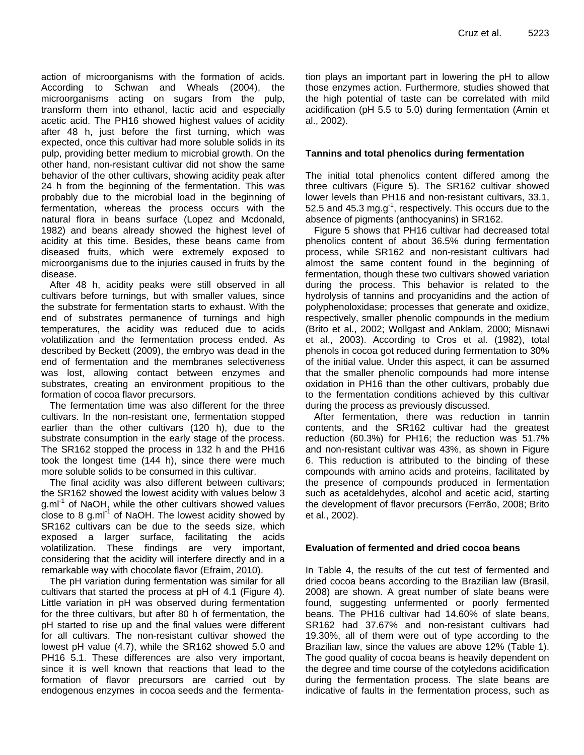action of microorganisms with the formation of acids. According to Schwan and Wheals (2004), the microorganisms acting on sugars from the pulp, transform them into ethanol, lactic acid and especially acetic acid. The PH16 showed highest values of acidity after 48 h, just before the first turning, which was expected, once this cultivar had more soluble solids in its pulp, providing better medium to microbial growth. On the other hand, non-resistant cultivar did not show the same behavior of the other cultivars, showing acidity peak after 24 h from the beginning of the fermentation. This was probably due to the microbial load in the beginning of fermentation, whereas the process occurs with the natural flora in beans surface (Lopez and Mcdonald, 1982) and beans already showed the highest level of acidity at this time. Besides, these beans came from diseased fruits, which were extremely exposed to microorganisms due to the injuries caused in fruits by the disease.

After 48 h, acidity peaks were still observed in all cultivars before turnings, but with smaller values, since the substrate for fermentation starts to exhaust. With the end of substrates permanence of turnings and high temperatures, the acidity was reduced due to acids volatilization and the fermentation process ended. As described by Beckett (2009), the embryo was dead in the end of fermentation and the membranes selectiveness was lost, allowing contact between enzymes and substrates, creating an environment propitious to the formation of cocoa flavor precursors.

The fermentation time was also different for the three cultivars. In the non-resistant one, fermentation stopped earlier than the other cultivars (120 h), due to the substrate consumption in the early stage of the process. The SR162 stopped the process in 132 h and the PH16 took the longest time (144 h), since there were much more soluble solids to be consumed in this cultivar.

The final acidity was also different between cultivars; the SR162 showed the lowest acidity with values below 3 g.ml$^{-1}$ of NaOH, while the other cultivars showed values close to 8 g.ml$^{-1}$ of NaOH. The lowest acidity showed by SR162 cultivars can be due to the seeds size, which exposed a larger surface, facilitating the acids volatilization. These findings are very important, considering that the acidity will interfere directly and in a remarkable way with chocolate flavor (Efraim, 2010).

The pH variation during fermentation was similar for all cultivars that started the process at pH of 4.1 (Figure 4). Little variation in pH was observed during fermentation for the three cultivars, but after 80 h of fermentation, the pH started to rise up and the final values were different for all cultivars. The non-resistant cultivar showed the lowest pH value (4.7), while the SR162 showed 5.0 and PH16 5.1. These differences are also very important, since it is well known that reactions that lead to the formation of flavor precursors are carried out by endogenous enzymes in cocoa seeds and the fermentation plays an important part in lowering the pH to allow those enzymes action. Furthermore, studies showed that the high potential of taste can be correlated with mild acidification (pH 5.5 to 5.0) during fermentation (Amin et al., 2002).

## Tannins and total phenolics during fermentation

The initial total phenolics content differed among the three cultivars (Figure 5). The SR162 cultivar showed lower levels than PH16 and non-resistant cultivars, 33.1, 52.5 and 45.3 mg.g$^{-1}$, respectively. This occurs due to the absence of pigments (anthocyanins) in SR162.

Figure 5 shows that PH16 cultivar had decreased total phenolics content of about 36.5% during fermentation process, while SR162 and non-resistant cultivars had almost the same content found in the beginning of fermentation, though these two cultivars showed variation during the process. This behavior is related to the hydrolysis of tannins and procyanidins and the action of polyphenoloxidase; processes that generate and oxidize, respectively, smaller phenolic compounds in the medium (Brito et al., 2002; Wollgast and Anklam, 2000; Misnawi et al., 2003). According to Cros et al. (1982), total phenols in cocoa got reduced during fermentation to 30% of the initial value. Under this aspect, it can be assumed that the smaller phenolic compounds had more intense oxidation in PH16 than the other cultivars, probably due to the fermentation conditions achieved by this cultivar during the process as previously discussed.

After fermentation, there was reduction in tannin contents, and the SR162 cultivar had the greatest reduction (60.3%) for PH16; the reduction was 51.7% and non-resistant cultivar was 43%, as shown in Figure 6. This reduction is attributed to the binding of these compounds with amino acids and proteins, facilitated by the presence of compounds produced in fermentation such as acetaldehydes, alcohol and acetic acid, starting the development of flavor precursors (Ferrão, 2008; Brito et al., 2002).

## Evaluation of fermented and dried cocoa beans

In Table 4, the results of the cut test of fermented and dried cocoa beans according to the Brazilian law (Brasil, 2008) are shown. A great number of slate beans were found, suggesting unfermented or poorly fermented beans. The PH16 cultivar had 14.60% of slate beans, SR162 had 37.67% and non-resistant cultivars had 19.30%, all of them were out of type according to the Brazilian law, since the values are above 12% (Table 1). The good quality of cocoa beans is heavily dependent on the degree and time course of the cotyledons acidification during the fermentation process. The slate beans are indicative of faults in the fermentation process, such as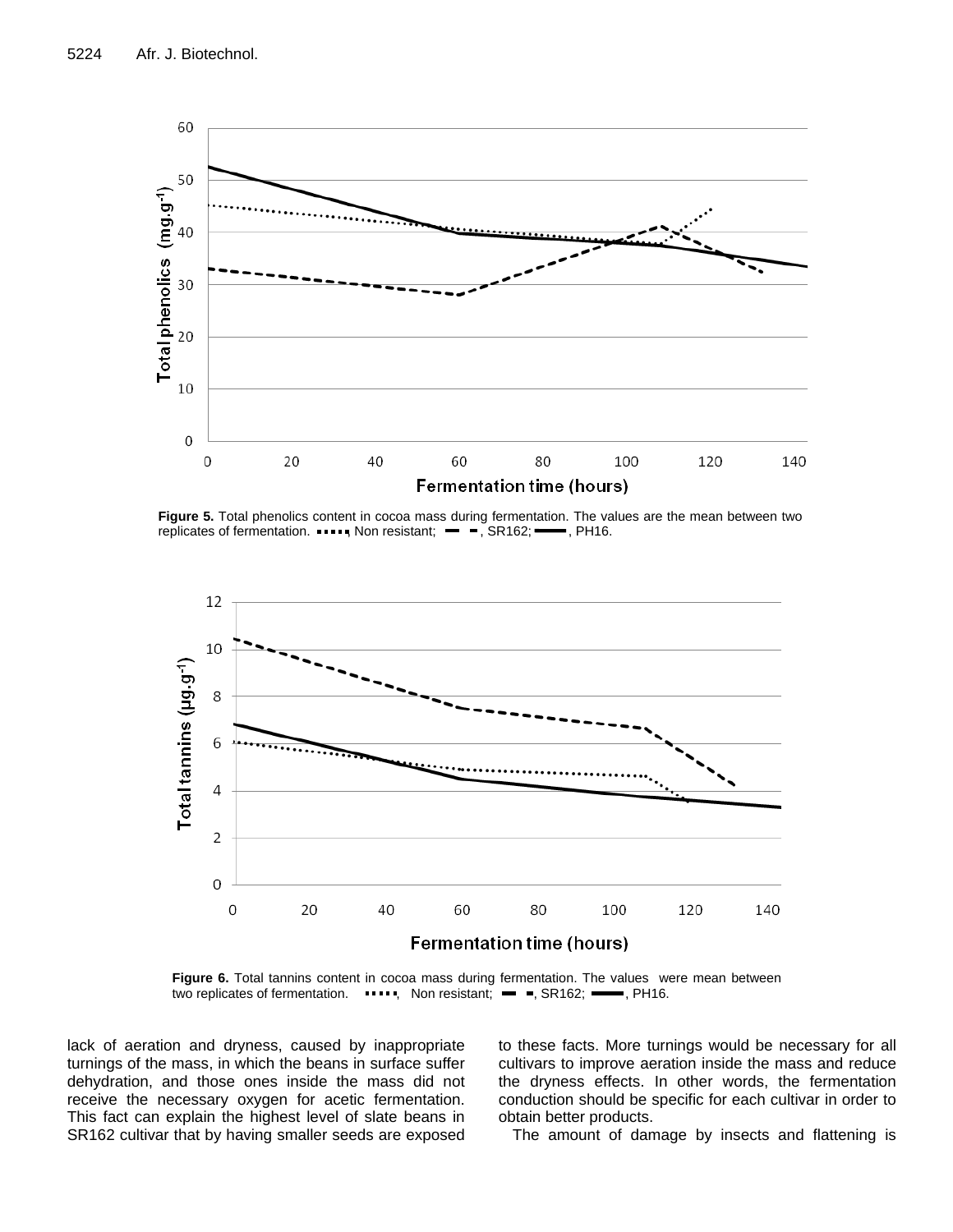**Figure 5.** Total phenolics content in cocoa mass during fermentation. The values are the mean between two replicates of fermentation. ▪▪▪▪▪, Non resistant; ▬ ▬, SR162; ▬▬▬, PH16.

**Figure 6.** Total tannins content in cocoa mass during fermentation. The values were mean between two replicates of fermentation. ▪▪▪▪▪, Non resistant; ▬ ▬, SR162; ▬▬▬, PH16.

lack of aeration and dryness, caused by inappropriate turnings of the mass, in which the beans in surface suffer dehydration, and those ones inside the mass did not receive the necessary oxygen for acetic fermentation. This fact can explain the highest level of slate beans in SR162 cultivar that by having smaller seeds are exposed to these facts. More turnings would be necessary for all cultivars to improve aeration inside the mass and reduce the dryness effects. In other words, the fermentation conduction should be specific for each cultivar in order to obtain better products.

The amount of damage by insects and flattening is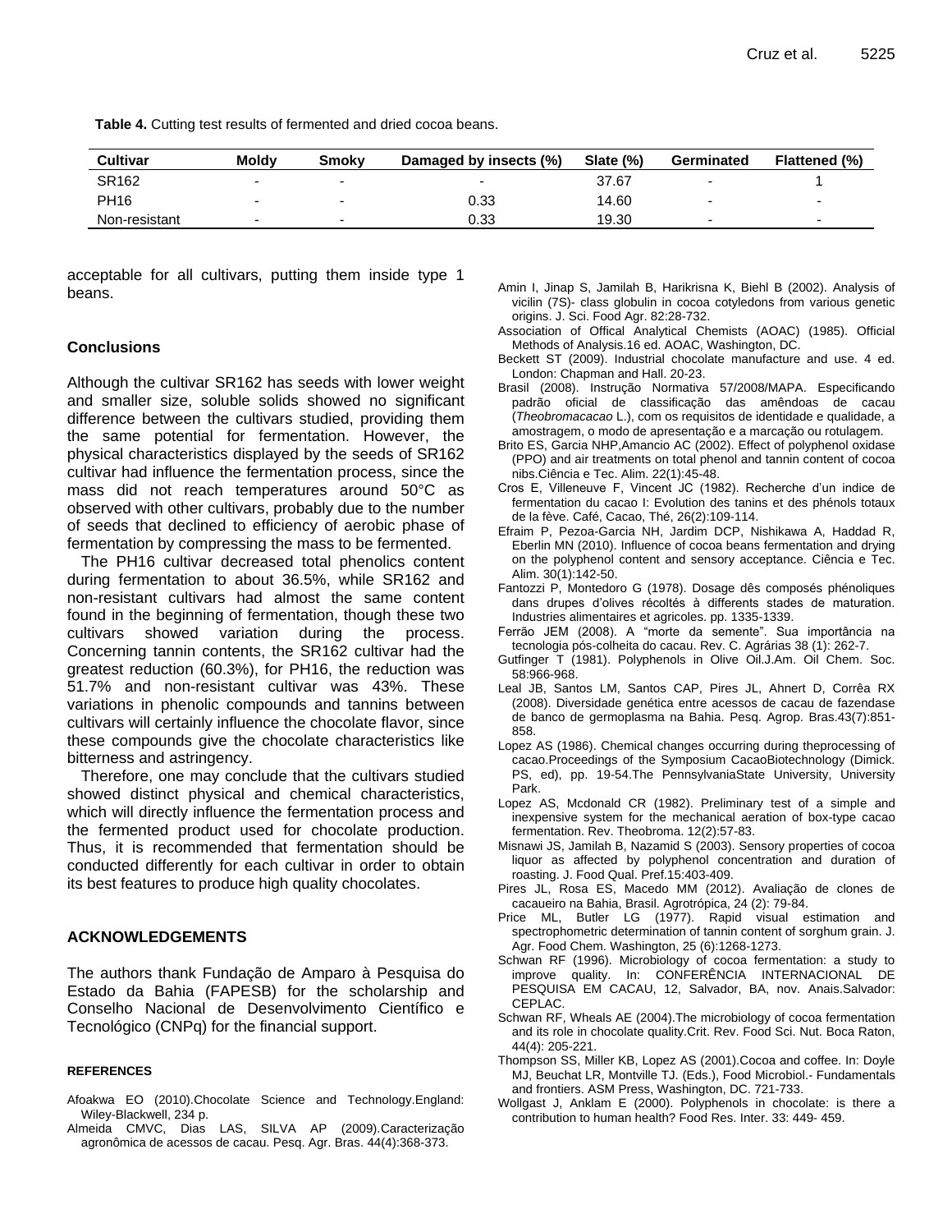Table 4. Cutting test results of fermented and dried cocoa beans.

| Cultivar | Moldy | Smoky | Damaged by insects (%) | Slate (%) | Germinated | Flattened (%) |
|---|---|---|---|---|---|---|
| SR162 | - | - | - | 37.67 | - | 1 |
| PH16 | - | - | 0.33 | 14.60 | - | - |
| Non-resistant | - | - | 0.33 | 19.30 | - | - |

acceptable for all cultivars, putting them inside type 1 beans.

## Conclusions

Although the cultivar SR162 has seeds with lower weight and smaller size, soluble solids showed no significant difference between the cultivars studied, providing them the same potential for fermentation. However, the physical characteristics displayed by the seeds of SR162 cultivar had influence the fermentation process, since the mass did not reach temperatures around 50°C as observed with other cultivars, probably due to the number of seeds that declined to efficiency of aerobic phase of fermentation by compressing the mass to be fermented.

The PH16 cultivar decreased total phenolics content during fermentation to about 36.5%, while SR162 and non-resistant cultivars had almost the same content found in the beginning of fermentation, though these two cultivars showed variation during the process. Concerning tannin contents, the SR162 cultivar had the greatest reduction (60.3%), for PH16, the reduction was 51.7% and non-resistant cultivar was 43%. These variations in phenolic compounds and tannins between cultivars will certainly influence the chocolate flavor, since these compounds give the chocolate characteristics like bitterness and astringency.

Therefore, one may conclude that the cultivars studied showed distinct physical and chemical characteristics, which will directly influence the fermentation process and the fermented product used for chocolate production. Thus, it is recommended that fermentation should be conducted differently for each cultivar in order to obtain its best features to produce high quality chocolates.

## ACKNOWLEDGEMENTS

The authors thank Fundação de Amparo à Pesquisa do Estado da Bahia (FAPESB) for the scholarship and Conselho Nacional de Desenvolvimento Científico e Tecnológico (CNPq) for the financial support.

## REFERENCES

Afoakwa EO (2010).Chocolate Science and Technology.England: Wiley-Blackwell, 234 p.

Almeida CMVC, Dias LAS, SILVA AP (2009).Caracterização agronômica de acessos de cacau. Pesq. Agr. Bras. 44(4):368-373.

Amin I, Jinap S, Jamilah B, Harikrisna K, Biehl B (2002). Analysis of vicilin (7S)- class globulin in cocoa cotyledons from various genetic origins. J. Sci. Food Agr. 82:28-732.

Association of Offical Analytical Chemists (AOAC) (1985). Official Methods of Analysis.16 ed. AOAC, Washington, DC.

Beckett ST (2009). Industrial chocolate manufacture and use. 4 ed. London: Chapman and Hall. 20-23.

Brasil (2008). Instrução Normativa 57/2008/MAPA. Especificando padrão oficial de classificação das amêndoas de cacau (*Theobromacacao* L.), com os requisitos de identidade e qualidade, a amostragem, o modo de apresentação e a marcação ou rotulagem.

Brito ES, Garcia NHP,Amancio AC (2002). Effect of polyphenol oxidase (PPO) and air treatments on total phenol and tannin content of cocoa nibs.Ciência e Tec. Alim. 22(1):45-48.

Cros E, Villeneuve F, Vincent JC (1982). Recherche d'un indice de fermentation du cacao I: Evolution des tanins et des phénols totaux de la fève. Café, Cacao, Thé, 26(2):109-114.

Efraim P, Pezoa-Garcia NH, Jardim DCP, Nishikawa A, Haddad R, Eberlin MN (2010). Influence of cocoa beans fermentation and drying on the polyphenol content and sensory acceptance. Ciência e Tec. Alim. 30(1):142-50.

Fantozzi P, Montedoro G (1978). Dosage dês composés phénoliques dans drupes d'olives récoltés à differents stades de maturation. Industries alimentaires et agricoles. pp. 1335-1339.

Ferrão JEM (2008). A "morte da semente". Sua importância na tecnologia pós-colheita do cacau. Rev. C. Agrárias 38 (1): 262-7.

Gutfinger T (1981). Polyphenols in Olive Oil.J.Am. Oil Chem. Soc. 58:966-968.

Leal JB, Santos LM, Santos CAP, Pires JL, Ahnert D, Corrêa RX (2008). Diversidade genética entre acessos de cacau de fazendase de banco de germoplasma na Bahia. Pesq. Agrop. Bras.43(7):851-858.

Lopez AS (1986). Chemical changes occurring during theprocessing of cacao.Proceedings of the Symposium CacaoBiotechnology (Dimick. PS, ed), pp. 19-54.The PennsylvaniaState University, University Park.

Lopez AS, Mcdonald CR (1982). Preliminary test of a simple and inexpensive system for the mechanical aeration of box-type cacao fermentation. Rev. Theobroma. 12(2):57-83.

Misnawi JS, Jamilah B, Nazamid S (2003). Sensory properties of cocoa liquor as affected by polyphenol concentration and duration of roasting. J. Food Qual. Pref.15:403-409.

Pires JL, Rosa ES, Macedo MM (2012). Avaliação de clones de cacaueiro na Bahia, Brasil. Agrotrópica, 24 (2): 79-84.

Price ML, Butler LG (1977). Rapid visual estimation and spectrophotometric determination of tannin content of sorghum grain. J. Agr. Food Chem. Washington, 25 (6):1268-1273.

Schwan RF (1996). Microbiology of cocoa fermentation: a study to improve quality. In: CONFERÊNCIA INTERNACIONAL DE PESQUISA EM CACAU, 12, Salvador, BA, nov. Anais.Salvador: CEPLAC.

Schwan RF, Wheals AE (2004).The microbiology of cocoa fermentation and its role in chocolate quality.Crit. Rev. Food Sci. Nut. Boca Raton, 44(4): 205-221.

Thompson SS, Miller KB, Lopez AS (2001).Cocoa and coffee. In: Doyle MJ, Beuchat LR, Montville TJ. (Eds.), Food Microbiol.- Fundamentals and frontiers. ASM Press, Washington, DC. 721-733.

Wollgast J, Anklam E (2000). Polyphenols in chocolate: is there a contribution to human health? Food Res. Inter. 33: 449- 459.